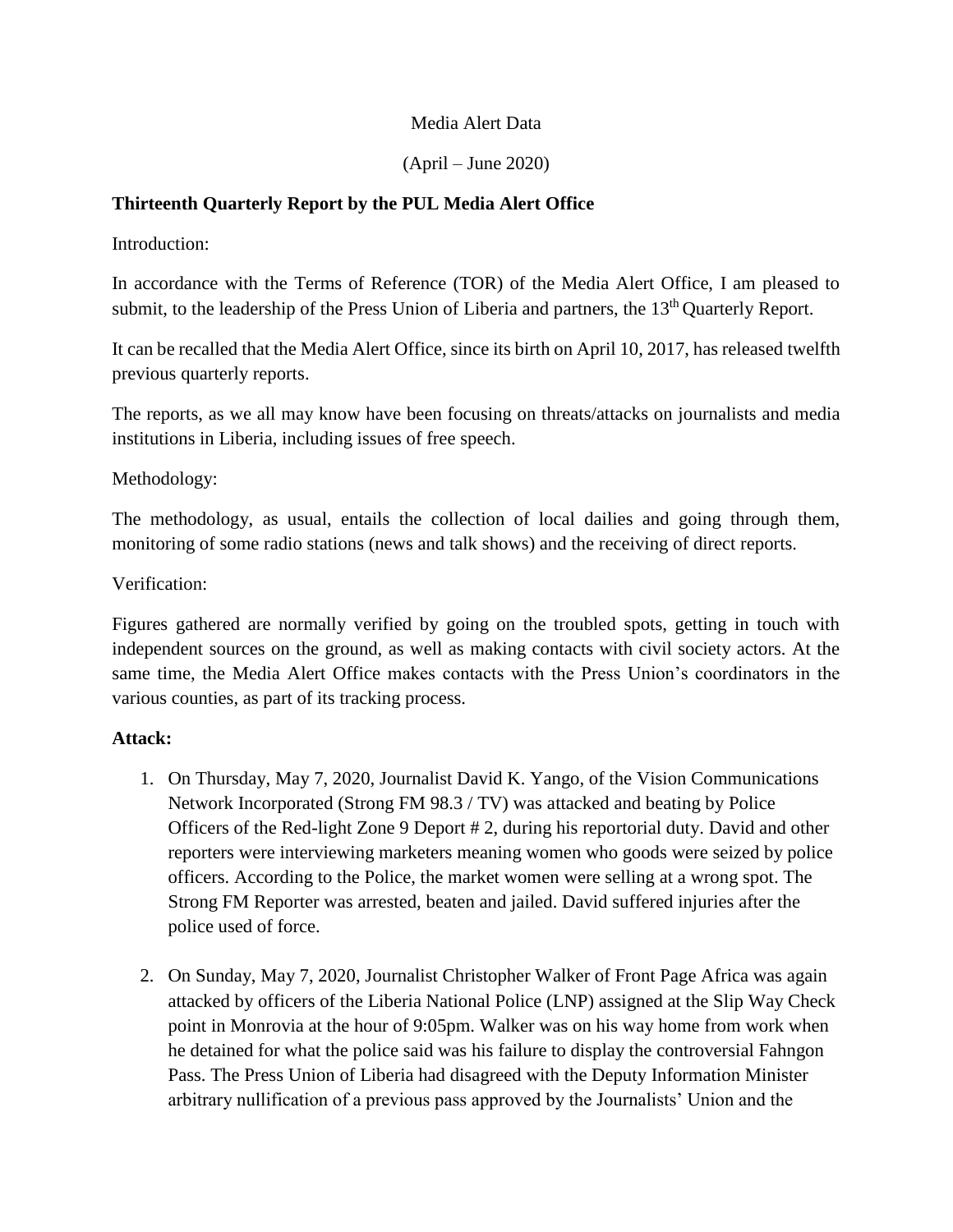Media Alert Data

(April – June 2020)

**Thirteenth Quarterly Report by the PUL Media Alert Office**

Introduction:

In accordance with the Terms of Reference (TOR) of the Media Alert Office, I am pleased to submit, to the leadership of the Press Union of Liberia and partners, the 13th Quarterly Report.

It can be recalled that the Media Alert Office, since its birth on April 10, 2017, has released twelfth previous quarterly reports.

The reports, as we all may know have been focusing on threats/attacks on journalists and media institutions in Liberia, including issues of free speech.

Methodology:

The methodology, as usual, entails the collection of local dailies and going through them, monitoring of some radio stations (news and talk shows) and the receiving of direct reports.

Verification:

Figures gathered are normally verified by going on the troubled spots, getting in touch with independent sources on the ground, as well as making contacts with civil society actors. At the same time, the Media Alert Office makes contacts with the Press Union's coordinators in the various counties, as part of its tracking process.

**Attack:**

1. On Thursday, May 7, 2020, Journalist David K. Yango, of the Vision Communications Network Incorporated (Strong FM 98.3 / TV) was attacked and beating by Police Officers of the Red-light Zone 9 Deport # 2, during his reportorial duty. David and other reporters were interviewing marketers meaning women who goods were seized by police officers. According to the Police, the market women were selling at a wrong spot. The Strong FM Reporter was arrested, beaten and jailed. David suffered injuries after the police used of force.

2. On Sunday, May 7, 2020, Journalist Christopher Walker of Front Page Africa was again attacked by officers of the Liberia National Police (LNP) assigned at the Slip Way Check point in Monrovia at the hour of 9:05pm. Walker was on his way home from work when he detained for what the police said was his failure to display the controversial Fahngon Pass. The Press Union of Liberia had disagreed with the Deputy Information Minister arbitrary nullification of a previous pass approved by the Journalists' Union and the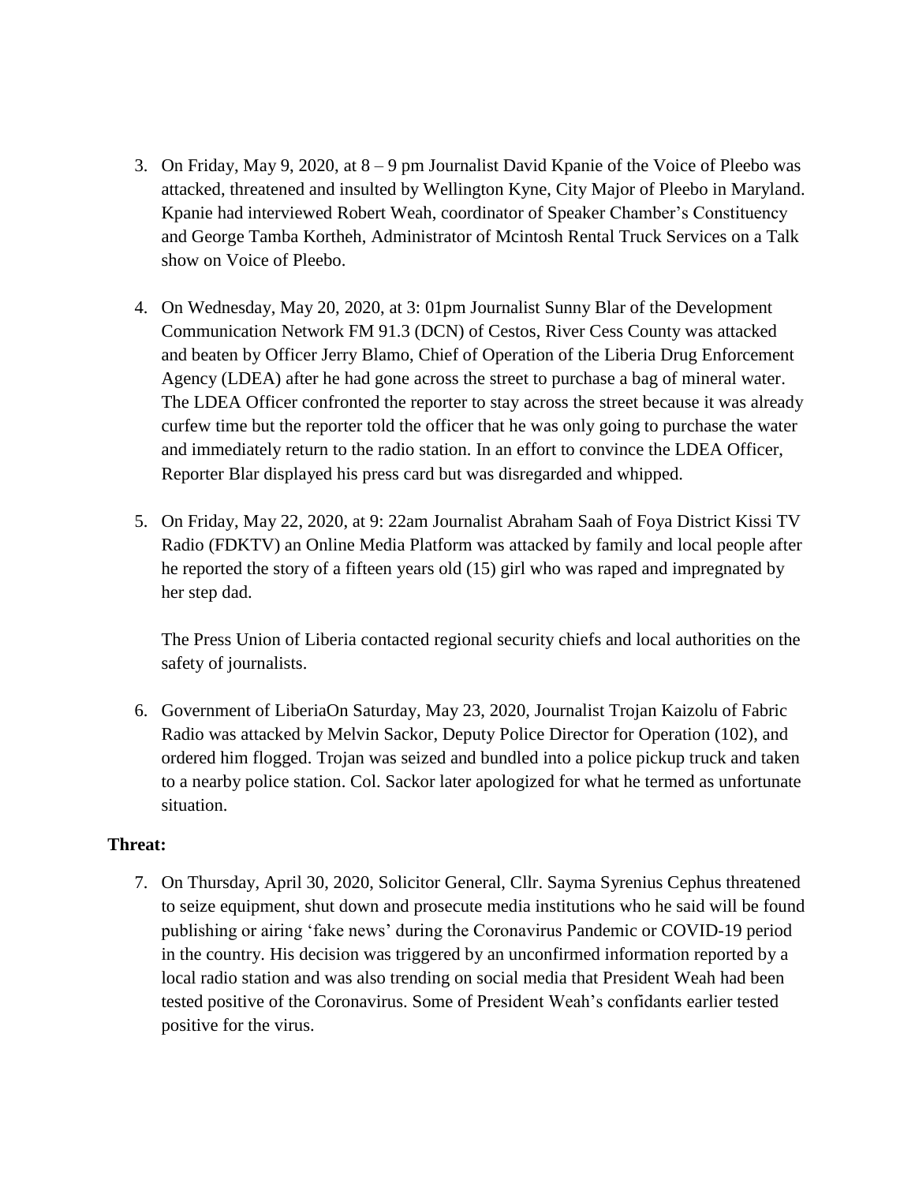3. On Friday, May 9, 2020, at 8 – 9 pm Journalist David Kpanie of the Voice of Pleebo was attacked, threatened and insulted by Wellington Kyne, City Major of Pleebo in Maryland. Kpanie had interviewed Robert Weah, coordinator of Speaker Chamber's Constituency and George Tamba Kortheh, Administrator of Mcintosh Rental Truck Services on a Talk show on Voice of Pleebo.

4. On Wednesday, May 20, 2020, at 3: 01pm Journalist Sunny Blar of the Development Communication Network FM 91.3 (DCN) of Cestos, River Cess County was attacked and beaten by Officer Jerry Blamo, Chief of Operation of the Liberia Drug Enforcement Agency (LDEA) after he had gone across the street to purchase a bag of mineral water. The LDEA Officer confronted the reporter to stay across the street because it was already curfew time but the reporter told the officer that he was only going to purchase the water and immediately return to the radio station. In an effort to convince the LDEA Officer, Reporter Blar displayed his press card but was disregarded and whipped.

5. On Friday, May 22, 2020, at 9: 22am Journalist Abraham Saah of Foya District Kissi TV Radio (FDKTV) an Online Media Platform was attacked by family and local people after he reported the story of a fifteen years old (15) girl who was raped and impregnated by her step dad.

   The Press Union of Liberia contacted regional security chiefs and local authorities on the safety of journalists.

6. Government of LiberiaOn Saturday, May 23, 2020, Journalist Trojan Kaizolu of Fabric Radio was attacked by Melvin Sackor, Deputy Police Director for Operation (102), and ordered him flogged. Trojan was seized and bundled into a police pickup truck and taken to a nearby police station. Col. Sackor later apologized for what he termed as unfortunate situation.

**Threat:**

7. On Thursday, April 30, 2020, Solicitor General, Cllr. Sayma Syrenius Cephus threatened to seize equipment, shut down and prosecute media institutions who he said will be found publishing or airing 'fake news' during the Coronavirus Pandemic or COVID-19 period in the country. His decision was triggered by an unconfirmed information reported by a local radio station and was also trending on social media that President Weah had been tested positive of the Coronavirus. Some of President Weah's confidants earlier tested positive for the virus.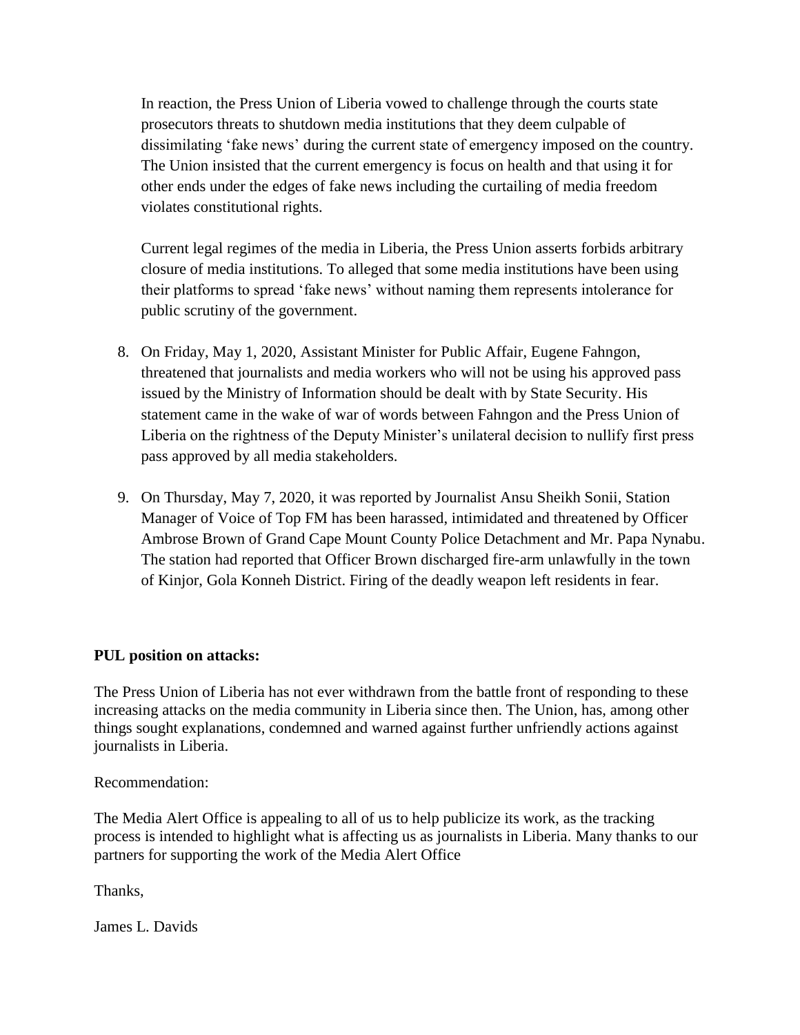In reaction, the Press Union of Liberia vowed to challenge through the courts state prosecutors threats to shutdown media institutions that they deem culpable of dissimilating 'fake news' during the current state of emergency imposed on the country. The Union insisted that the current emergency is focus on health and that using it for other ends under the edges of fake news including the curtailing of media freedom violates constitutional rights.

Current legal regimes of the media in Liberia, the Press Union asserts forbids arbitrary closure of media institutions. To alleged that some media institutions have been using their platforms to spread 'fake news' without naming them represents intolerance for public scrutiny of the government.

8. On Friday, May 1, 2020, Assistant Minister for Public Affair, Eugene Fahngon, threatened that journalists and media workers who will not be using his approved pass issued by the Ministry of Information should be dealt with by State Security. His statement came in the wake of war of words between Fahngon and the Press Union of Liberia on the rightness of the Deputy Minister's unilateral decision to nullify first press pass approved by all media stakeholders.

9. On Thursday, May 7, 2020, it was reported by Journalist Ansu Sheikh Sonii, Station Manager of Voice of Top FM has been harassed, intimidated and threatened by Officer Ambrose Brown of Grand Cape Mount County Police Detachment and Mr. Papa Nynabu. The station had reported that Officer Brown discharged fire-arm unlawfully in the town of Kinjor, Gola Konneh District. Firing of the deadly weapon left residents in fear.

**PUL position on attacks:**

The Press Union of Liberia has not ever withdrawn from the battle front of responding to these increasing attacks on the media community in Liberia since then. The Union, has, among other things sought explanations, condemned and warned against further unfriendly actions against journalists in Liberia.

Recommendation:

The Media Alert Office is appealing to all of us to help publicize its work, as the tracking process is intended to highlight what is affecting us as journalists in Liberia. Many thanks to our partners for supporting the work of the Media Alert Office

Thanks,

James L. Davids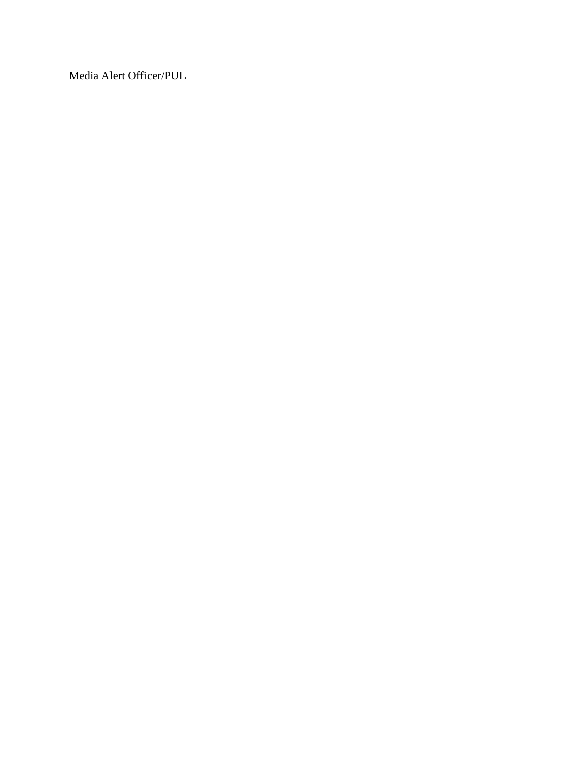Media Alert Officer/PUL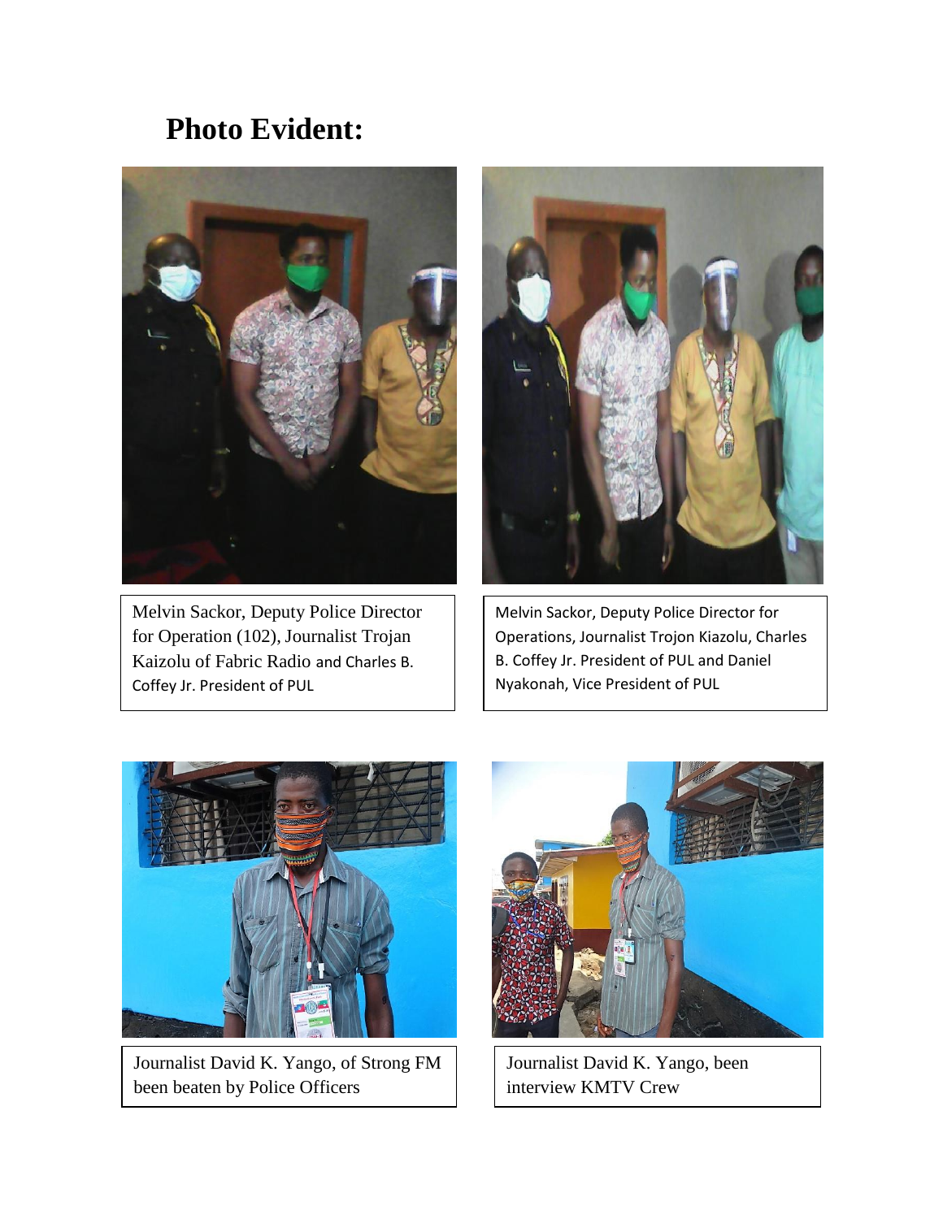# Photo Evident:

Melvin Sackor, Deputy Police Director for Operation (102), Journalist Trojan Kaizolu of Fabric Radio and Charles B. Coffey Jr. President of PUL

Melvin Sackor, Deputy Police Director for Operations, Journalist Trojon Kiazolu, Charles B. Coffey Jr. President of PUL and Daniel Nyakonah, Vice President of PUL

Journalist David K. Yango, of Strong FM been beaten by Police Officers

Journalist David K. Yango, been interview KMTV Crew